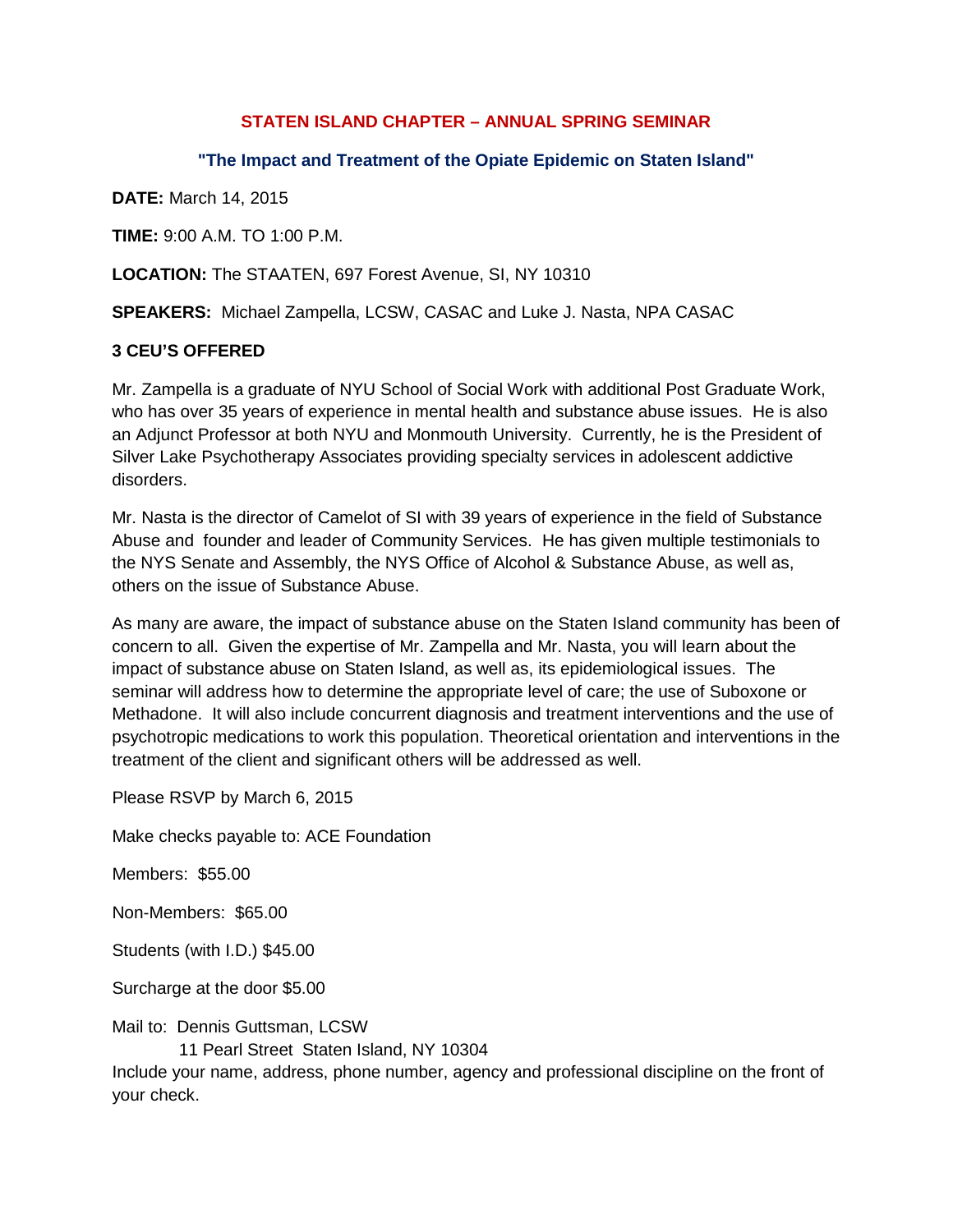# STATEN ISLAND CHAPTER – ANNUAL SPRING SEMINAR

## "The Impact and Treatment of the Opiate Epidemic on Staten Island"

**DATE:** March 14, 2015

**TIME:** 9:00 A.M. TO 1:00 P.M.

**LOCATION:** The STAATEN, 697 Forest Avenue, SI, NY 10310

**SPEAKERS:** Michael Zampella, LCSW, CASAC and Luke J. Nasta, NPA CASAC

**3 CEU'S OFFERED**

Mr. Zampella is a graduate of NYU School of Social Work with additional Post Graduate Work, who has over 35 years of experience in mental health and substance abuse issues. He is also an Adjunct Professor at both NYU and Monmouth University. Currently, he is the President of Silver Lake Psychotherapy Associates providing specialty services in adolescent addictive disorders.

Mr. Nasta is the director of Camelot of SI with 39 years of experience in the field of Substance Abuse and founder and leader of Community Services. He has given multiple testimonials to the NYS Senate and Assembly, the NYS Office of Alcohol & Substance Abuse, as well as, others on the issue of Substance Abuse.

As many are aware, the impact of substance abuse on the Staten Island community has been of concern to all. Given the expertise of Mr. Zampella and Mr. Nasta, you will learn about the impact of substance abuse on Staten Island, as well as, its epidemiological issues. The seminar will address how to determine the appropriate level of care; the use of Suboxone or Methadone. It will also include concurrent diagnosis and treatment interventions and the use of psychotropic medications to work this population. Theoretical orientation and interventions in the treatment of the client and significant others will be addressed as well.

Please RSVP by March 6, 2015

Make checks payable to: ACE Foundation

Members: $55.00

Non-Members: $65.00

Students (with I.D.) $45.00

Surcharge at the door $5.00

Mail to: Dennis Guttsman, LCSW
11 Pearl Street Staten Island, NY 10304

Include your name, address, phone number, agency and professional discipline on the front of your check.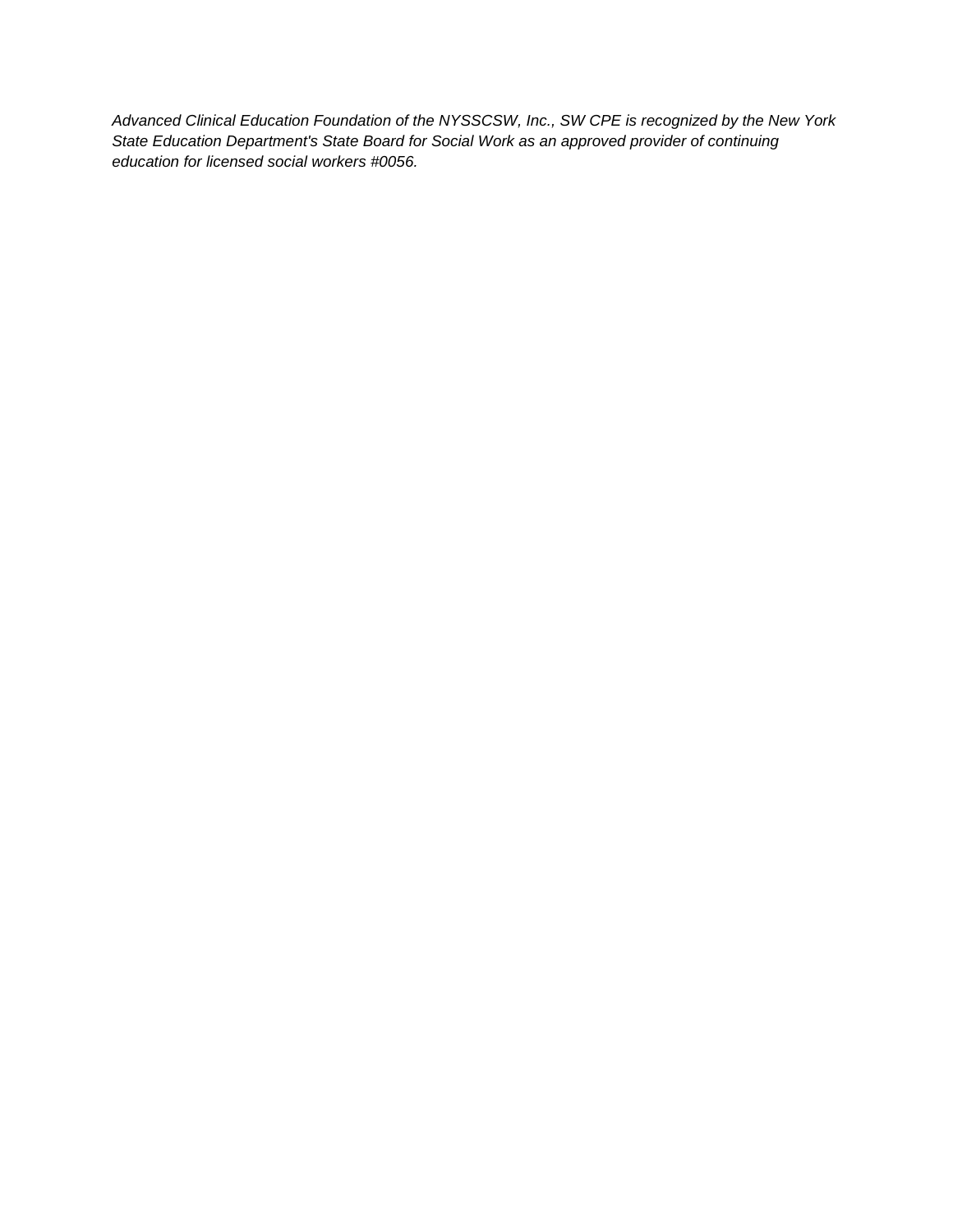*Advanced Clinical Education Foundation of the NYSSCSW, Inc., SW CPE is recognized by the New York State Education Department's State Board for Social Work as an approved provider of continuing education for licensed social workers #0056.*